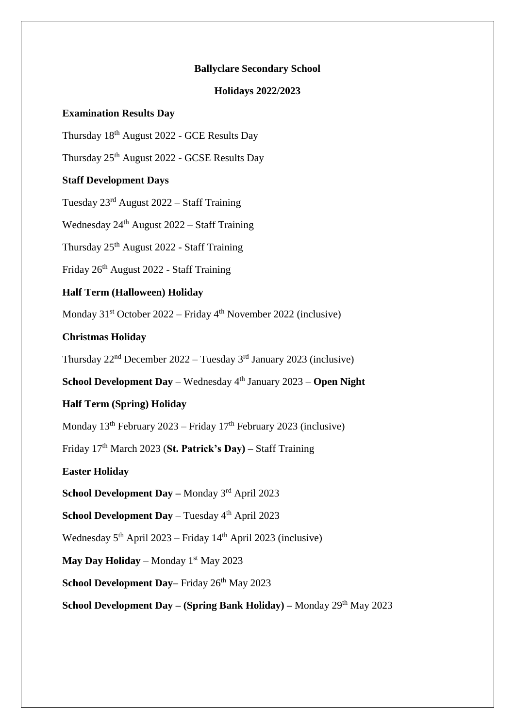# Ballyclare Secondary School

## Holidays 2022/2023

**Examination Results Day**

Thursday 18th August 2022 - GCE Results Day

Thursday 25th August 2022 - GCSE Results Day

**Staff Development Days**

Tuesday 23rd August 2022 – Staff Training

Wednesday 24th August 2022 – Staff Training

Thursday 25th August 2022 - Staff Training

Friday 26th August 2022 - Staff Training

**Half Term (Halloween) Holiday**

Monday 31st October 2022 – Friday 4th November 2022 (inclusive)

**Christmas Holiday**

Thursday 22nd December 2022 – Tuesday 3rd January 2023 (inclusive)

**School Development Day** – Wednesday 4th January 2023 – **Open Night**

**Half Term (Spring) Holiday**

Monday 13th February 2023 – Friday 17th February 2023 (inclusive)

Friday 17th March 2023 (**St. Patrick's Day) –** Staff Training

**Easter Holiday**

**School Development Day –** Monday 3rd April 2023

**School Development Day** – Tuesday 4th April 2023

Wednesday 5th April 2023 – Friday 14th April 2023 (inclusive)

**May Day Holiday** – Monday 1st May 2023

**School Development Day–** Friday 26th May 2023

**School Development Day – (Spring Bank Holiday) –** Monday 29th May 2023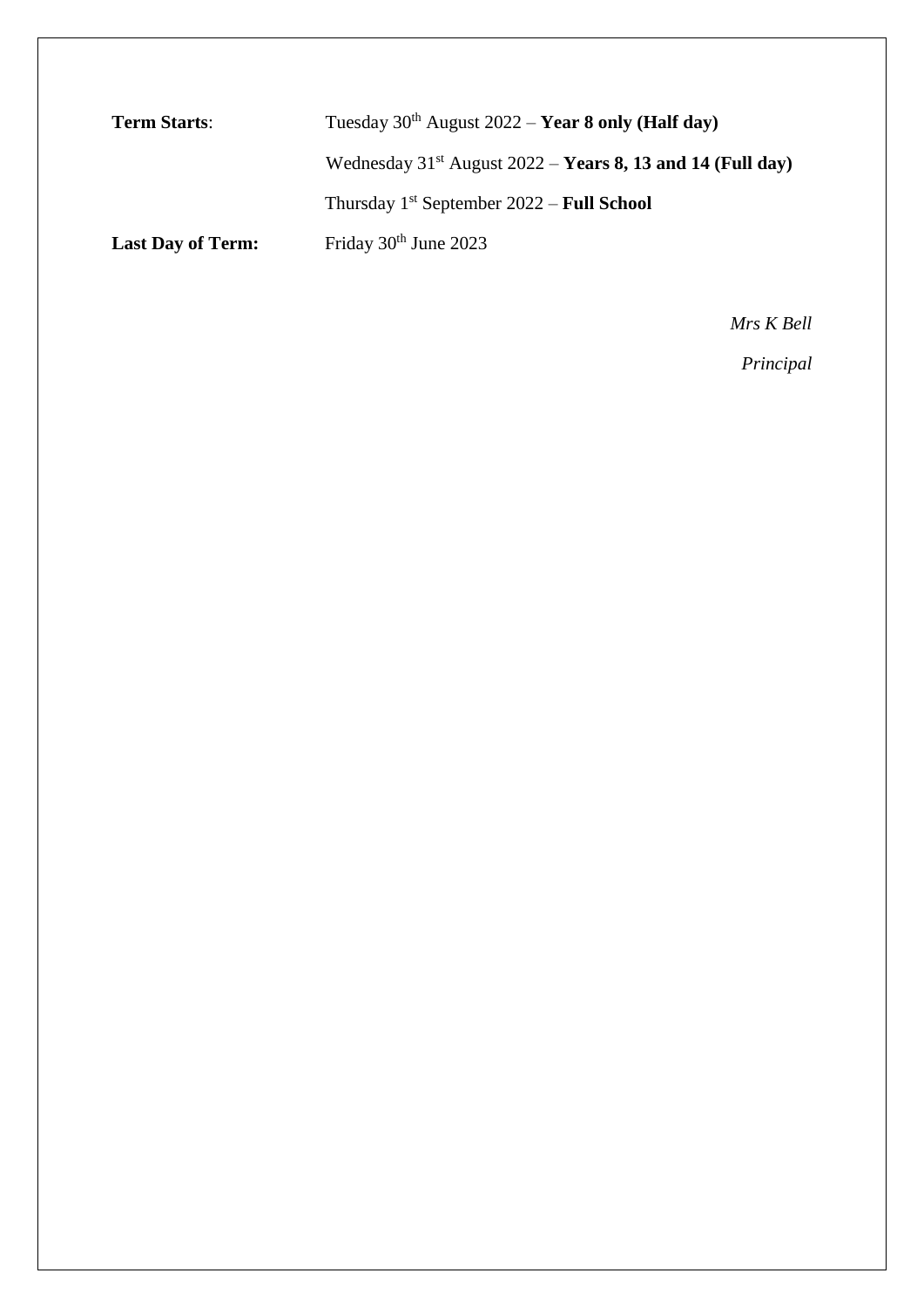| | |
|---|---|
| **Term Starts**: | Tuesday 30th August 2022 – **Year 8 only (Half day)** |
| | Wednesday 31st August 2022 – **Years 8, 13 and 14 (Full day)** |
| | Thursday 1st September 2022 – **Full School** |
| **Last Day of Term:** | Friday 30th June 2023 |

*Mrs K Bell*

*Principal*